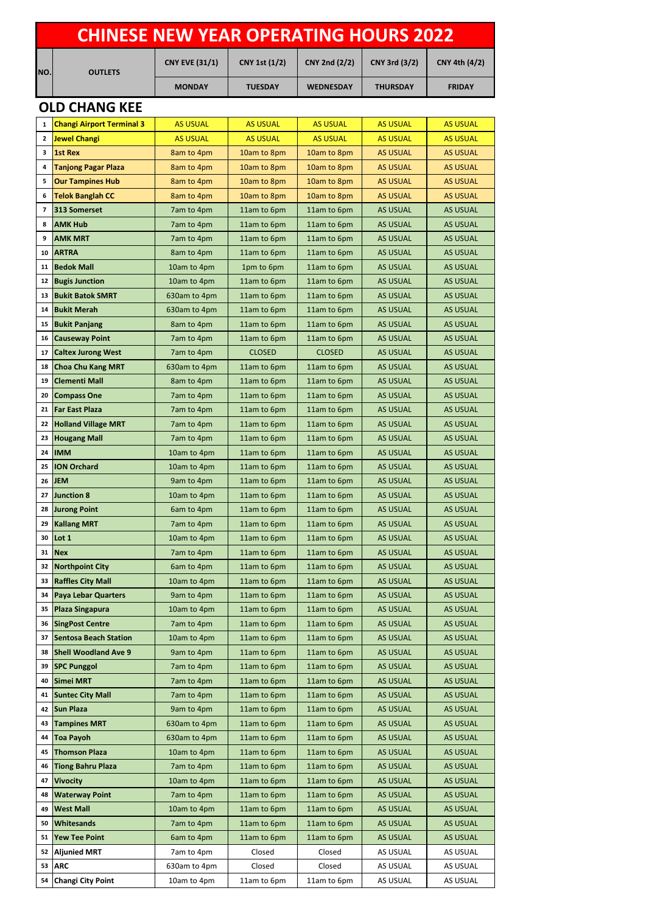# CHINESE NEW YEAR OPERATING HOURS 2022

| NO. | OUTLETS | CNY EVE (31/1) | CNY 1st (1/2) | CNY 2nd (2/2) | CNY 3rd (3/2) | CNY 4th (4/2) |
|---|---|---|---|---|---|---|
| | | MONDAY | TUESDAY | WEDNESDAY | THURSDAY | FRIDAY |

## OLD CHANG KEE

| NO. | OUTLETS | CNY EVE (31/1) MONDAY | CNY 1st (1/2) TUESDAY | CNY 2nd (2/2) WEDNESDAY | CNY 3rd (3/2) THURSDAY | CNY 4th (4/2) FRIDAY |
|---|---|---|---|---|---|---|
| 1 | **Changi Airport Terminal 3** | AS USUAL | AS USUAL | AS USUAL | AS USUAL | AS USUAL |
| 2 | **Jewel Changi** | AS USUAL | AS USUAL | AS USUAL | AS USUAL | AS USUAL |
| 3 | **1st Rex** | 8am to 4pm | 10am to 8pm | 10am to 8pm | AS USUAL | AS USUAL |
| 4 | **Tanjong Pagar Plaza** | 8am to 4pm | 10am to 8pm | 10am to 8pm | AS USUAL | AS USUAL |
| 5 | **Our Tampines Hub** | 8am to 4pm | 10am to 8pm | 10am to 8pm | AS USUAL | AS USUAL |
| 6 | **Telok Banglah CC** | 8am to 4pm | 10am to 8pm | 10am to 8pm | AS USUAL | AS USUAL |
| 7 | **313 Somerset** | 7am to 4pm | 11am to 6pm | 11am to 6pm | AS USUAL | AS USUAL |
| 8 | **AMK Hub** | 7am to 4pm | 11am to 6pm | 11am to 6pm | AS USUAL | AS USUAL |
| 9 | **AMK MRT** | 7am to 4pm | 11am to 6pm | 11am to 6pm | AS USUAL | AS USUAL |
| 10 | **ARTRA** | 8am to 4pm | 11am to 6pm | 11am to 6pm | AS USUAL | AS USUAL |
| 11 | **Bedok Mall** | 10am to 4pm | 1pm to 6pm | 11am to 6pm | AS USUAL | AS USUAL |
| 12 | **Bugis Junction** | 10am to 4pm | 11am to 6pm | 11am to 6pm | AS USUAL | AS USUAL |
| 13 | **Bukit Batok SMRT** | 630am to 4pm | 11am to 6pm | 11am to 6pm | AS USUAL | AS USUAL |
| 14 | **Bukit Merah** | 630am to 4pm | 11am to 6pm | 11am to 6pm | AS USUAL | AS USUAL |
| 15 | **Bukit Panjang** | 8am to 4pm | 11am to 6pm | 11am to 6pm | AS USUAL | AS USUAL |
| 16 | **Causeway Point** | 7am to 4pm | 11am to 6pm | 11am to 6pm | AS USUAL | AS USUAL |
| 17 | **Caltex Jurong West** | 7am to 4pm | CLOSED | CLOSED | AS USUAL | AS USUAL |
| 18 | **Choa Chu Kang MRT** | 630am to 4pm | 11am to 6pm | 11am to 6pm | AS USUAL | AS USUAL |
| 19 | **Clementi Mall** | 8am to 4pm | 11am to 6pm | 11am to 6pm | AS USUAL | AS USUAL |
| 20 | **Compass One** | 7am to 4pm | 11am to 6pm | 11am to 6pm | AS USUAL | AS USUAL |
| 21 | **Far East Plaza** | 7am to 4pm | 11am to 6pm | 11am to 6pm | AS USUAL | AS USUAL |
| 22 | **Holland Village MRT** | 7am to 4pm | 11am to 6pm | 11am to 6pm | AS USUAL | AS USUAL |
| 23 | **Hougang Mall** | 7am to 4pm | 11am to 6pm | 11am to 6pm | AS USUAL | AS USUAL |
| 24 | **IMM** | 10am to 4pm | 11am to 6pm | 11am to 6pm | AS USUAL | AS USUAL |
| 25 | **ION Orchard** | 10am to 4pm | 11am to 6pm | 11am to 6pm | AS USUAL | AS USUAL |
| 26 | **JEM** | 9am to 4pm | 11am to 6pm | 11am to 6pm | AS USUAL | AS USUAL |
| 27 | **Junction 8** | 10am to 4pm | 11am to 6pm | 11am to 6pm | AS USUAL | AS USUAL |
| 28 | **Jurong Point** | 6am to 4pm | 11am to 6pm | 11am to 6pm | AS USUAL | AS USUAL |
| 29 | **Kallang MRT** | 7am to 4pm | 11am to 6pm | 11am to 6pm | AS USUAL | AS USUAL |
| 30 | **Lot 1** | 10am to 4pm | 11am to 6pm | 11am to 6pm | AS USUAL | AS USUAL |
| 31 | **Nex** | 7am to 4pm | 11am to 6pm | 11am to 6pm | AS USUAL | AS USUAL |
| 32 | **Northpoint City** | 6am to 4pm | 11am to 6pm | 11am to 6pm | AS USUAL | AS USUAL |
| 33 | **Raffles City Mall** | 10am to 4pm | 11am to 6pm | 11am to 6pm | AS USUAL | AS USUAL |
| 34 | **Paya Lebar Quarters** | 9am to 4pm | 11am to 6pm | 11am to 6pm | AS USUAL | AS USUAL |
| 35 | **Plaza Singapura** | 10am to 4pm | 11am to 6pm | 11am to 6pm | AS USUAL | AS USUAL |
| 36 | **SingPost Centre** | 7am to 4pm | 11am to 6pm | 11am to 6pm | AS USUAL | AS USUAL |
| 37 | **Sentosa Beach Station** | 10am to 4pm | 11am to 6pm | 11am to 6pm | AS USUAL | AS USUAL |
| 38 | **Shell Woodland Ave 9** | 9am to 4pm | 11am to 6pm | 11am to 6pm | AS USUAL | AS USUAL |
| 39 | **SPC Punggol** | 7am to 4pm | 11am to 6pm | 11am to 6pm | AS USUAL | AS USUAL |
| 40 | **Simei MRT** | 7am to 4pm | 11am to 6pm | 11am to 6pm | AS USUAL | AS USUAL |
| 41 | **Suntec City Mall** | 7am to 4pm | 11am to 6pm | 11am to 6pm | AS USUAL | AS USUAL |
| 42 | **Sun Plaza** | 9am to 4pm | 11am to 6pm | 11am to 6pm | AS USUAL | AS USUAL |
| 43 | **Tampines MRT** | 630am to 4pm | 11am to 6pm | 11am to 6pm | AS USUAL | AS USUAL |
| 44 | **Toa Payoh** | 630am to 4pm | 11am to 6pm | 11am to 6pm | AS USUAL | AS USUAL |
| 45 | **Thomson Plaza** | 10am to 4pm | 11am to 6pm | 11am to 6pm | AS USUAL | AS USUAL |
| 46 | **Tiong Bahru Plaza** | 7am to 4pm | 11am to 6pm | 11am to 6pm | AS USUAL | AS USUAL |
| 47 | **Vivocity** | 10am to 4pm | 11am to 6pm | 11am to 6pm | AS USUAL | AS USUAL |
| 48 | **Waterway Point** | 7am to 4pm | 11am to 6pm | 11am to 6pm | AS USUAL | AS USUAL |
| 49 | **West Mall** | 10am to 4pm | 11am to 6pm | 11am to 6pm | AS USUAL | AS USUAL |
| 50 | **Whitesands** | 7am to 4pm | 11am to 6pm | 11am to 6pm | AS USUAL | AS USUAL |
| 51 | **Yew Tee Point** | 6am to 4pm | 11am to 6pm | 11am to 6pm | AS USUAL | AS USUAL |
| 52 | **Aljunied MRT** | 7am to 4pm | Closed | Closed | AS USUAL | AS USUAL |
| 53 | **ARC** | 630am to 4pm | Closed | Closed | AS USUAL | AS USUAL |
| 54 | **Changi City Point** | 10am to 4pm | 11am to 6pm | 11am to 6pm | AS USUAL | AS USUAL |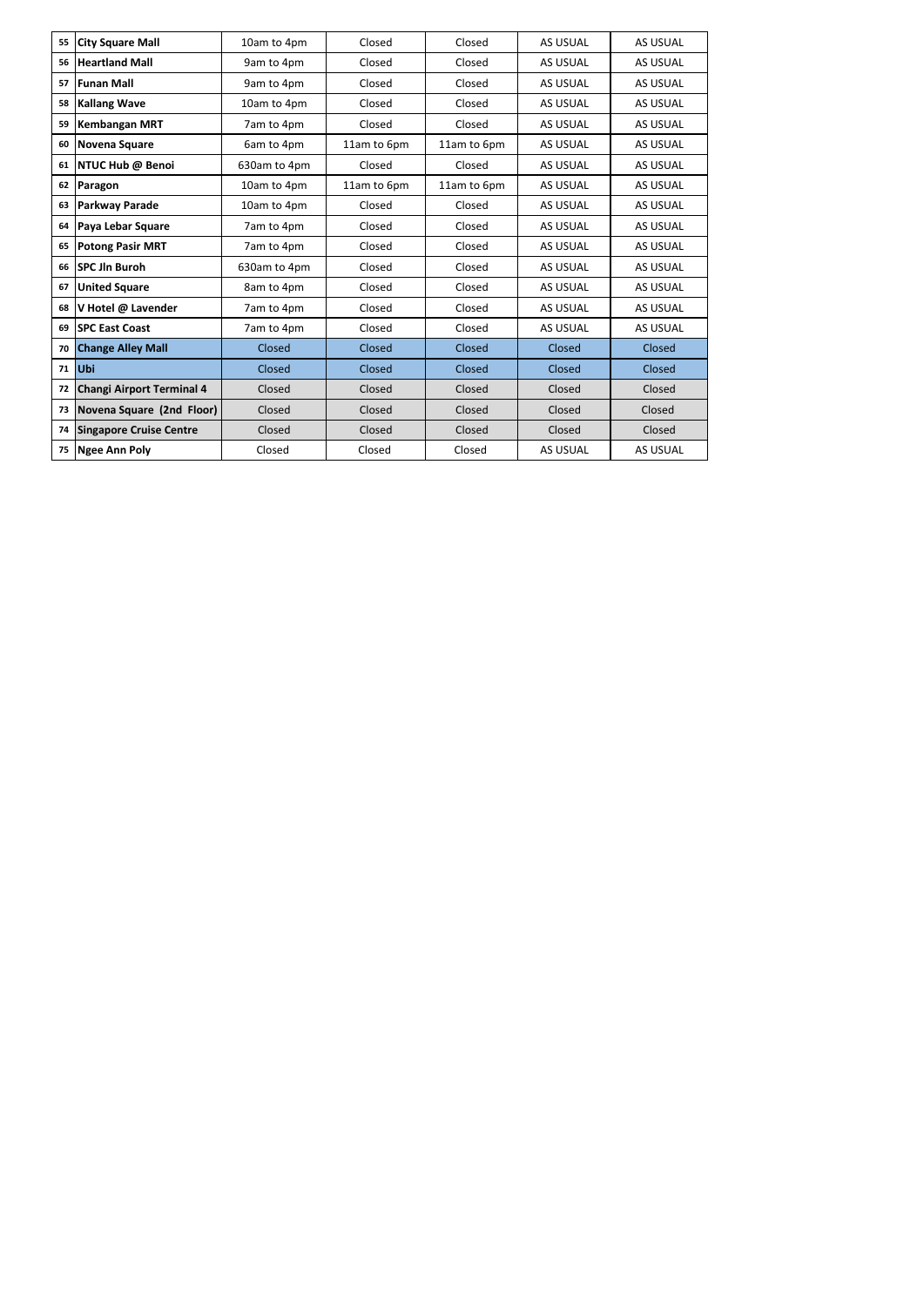| | | | | | | |
|---|---|---|---|---|---|---|
| 55 | **City Square Mall** | 10am to 4pm | Closed | Closed | AS USUAL | AS USUAL |
| 56 | **Heartland Mall** | 9am to 4pm | Closed | Closed | AS USUAL | AS USUAL |
| 57 | **Funan Mall** | 9am to 4pm | Closed | Closed | AS USUAL | AS USUAL |
| 58 | **Kallang Wave** | 10am to 4pm | Closed | Closed | AS USUAL | AS USUAL |
| 59 | **Kembangan MRT** | 7am to 4pm | Closed | Closed | AS USUAL | AS USUAL |
| 60 | **Novena Square** | 6am to 4pm | 11am to 6pm | 11am to 6pm | AS USUAL | AS USUAL |
| 61 | **NTUC Hub @ Benoi** | 630am to 4pm | Closed | Closed | AS USUAL | AS USUAL |
| 62 | **Paragon** | 10am to 4pm | 11am to 6pm | 11am to 6pm | AS USUAL | AS USUAL |
| 63 | **Parkway Parade** | 10am to 4pm | Closed | Closed | AS USUAL | AS USUAL |
| 64 | **Paya Lebar Square** | 7am to 4pm | Closed | Closed | AS USUAL | AS USUAL |
| 65 | **Potong Pasir MRT** | 7am to 4pm | Closed | Closed | AS USUAL | AS USUAL |
| 66 | **SPC Jln Buroh** | 630am to 4pm | Closed | Closed | AS USUAL | AS USUAL |
| 67 | **United Square** | 8am to 4pm | Closed | Closed | AS USUAL | AS USUAL |
| 68 | **V Hotel @ Lavender** | 7am to 4pm | Closed | Closed | AS USUAL | AS USUAL |
| 69 | **SPC East Coast** | 7am to 4pm | Closed | Closed | AS USUAL | AS USUAL |
| 70 | **Change Alley Mall** | Closed | Closed | Closed | Closed | Closed |
| 71 | **Ubi** | Closed | Closed | Closed | Closed | Closed |
| 72 | **Changi Airport Terminal 4** | Closed | Closed | Closed | Closed | Closed |
| 73 | **Novena Square (2nd Floor)** | Closed | Closed | Closed | Closed | Closed |
| 74 | **Singapore Cruise Centre** | Closed | Closed | Closed | Closed | Closed |
| 75 | **Ngee Ann Poly** | Closed | Closed | Closed | AS USUAL | AS USUAL |